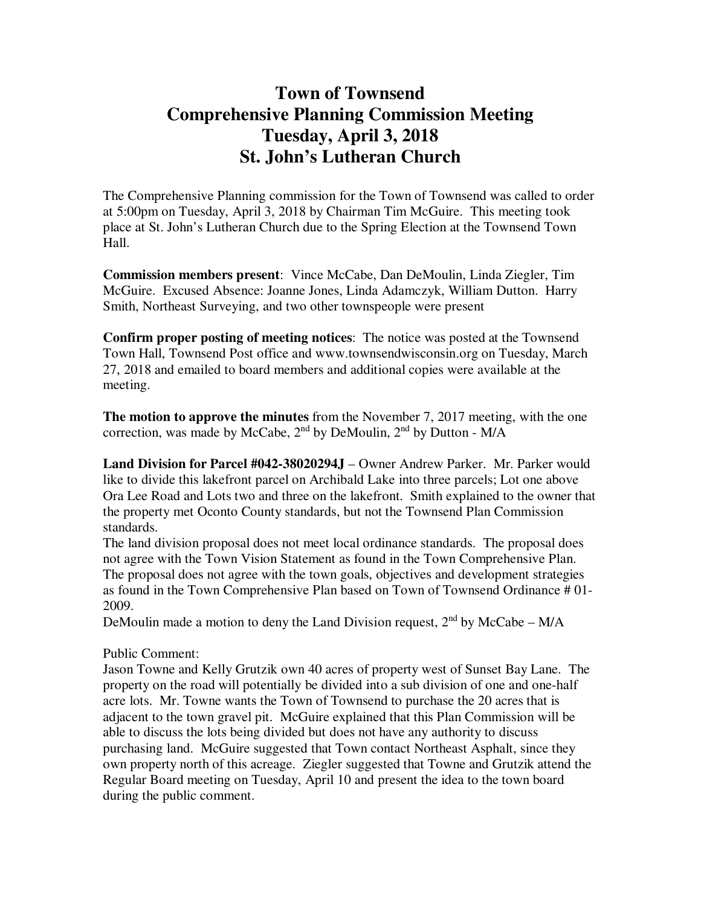# Town of Townsend
# Comprehensive Planning Commission Meeting
# Tuesday, April 3, 2018
# St. John's Lutheran Church

The Comprehensive Planning commission for the Town of Townsend was called to order at 5:00pm on Tuesday, April 3, 2018 by Chairman Tim McGuire. This meeting took place at St. John's Lutheran Church due to the Spring Election at the Townsend Town Hall.

**Commission members present**: Vince McCabe, Dan DeMoulin, Linda Ziegler, Tim McGuire. Excused Absence: Joanne Jones, Linda Adamczyk, William Dutton. Harry Smith, Northeast Surveying, and two other townspeople were present

**Confirm proper posting of meeting notices**: The notice was posted at the Townsend Town Hall, Townsend Post office and www.townsendwisconsin.org on Tuesday, March 27, 2018 and emailed to board members and additional copies were available at the meeting.

**The motion to approve the minutes** from the November 7, 2017 meeting, with the one correction, was made by McCabe, 2nd by DeMoulin, 2nd by Dutton - M/A

**Land Division for Parcel #042-38020294J** – Owner Andrew Parker. Mr. Parker would like to divide this lakefront parcel on Archibald Lake into three parcels; Lot one above Ora Lee Road and Lots two and three on the lakefront. Smith explained to the owner that the property met Oconto County standards, but not the Townsend Plan Commission standards.
The land division proposal does not meet local ordinance standards. The proposal does not agree with the Town Vision Statement as found in the Town Comprehensive Plan. The proposal does not agree with the town goals, objectives and development strategies as found in the Town Comprehensive Plan based on Town of Townsend Ordinance # 01-2009.
DeMoulin made a motion to deny the Land Division request, 2nd by McCabe – M/A

Public Comment:
Jason Towne and Kelly Grutzik own 40 acres of property west of Sunset Bay Lane. The property on the road will potentially be divided into a sub division of one and one-half acre lots. Mr. Towne wants the Town of Townsend to purchase the 20 acres that is adjacent to the town gravel pit. McGuire explained that this Plan Commission will be able to discuss the lots being divided but does not have any authority to discuss purchasing land. McGuire suggested that Town contact Northeast Asphalt, since they own property north of this acreage. Ziegler suggested that Towne and Grutzik attend the Regular Board meeting on Tuesday, April 10 and present the idea to the town board during the public comment.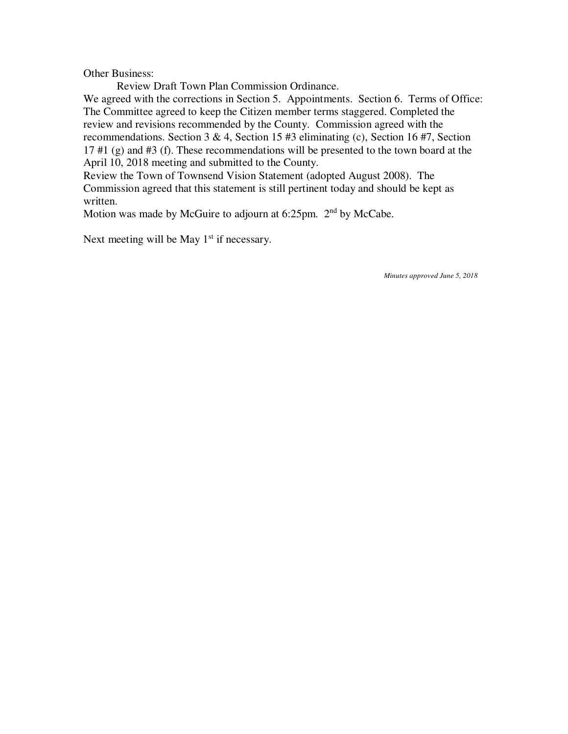Other Business:

Review Draft Town Plan Commission Ordinance.

We agreed with the corrections in Section 5. Appointments. Section 6. Terms of Office: The Committee agreed to keep the Citizen member terms staggered. Completed the review and revisions recommended by the County. Commission agreed with the recommendations. Section 3 & 4, Section 15 #3 eliminating (c), Section 16 #7, Section 17 #1 (g) and #3 (f). These recommendations will be presented to the town board at the April 10, 2018 meeting and submitted to the County.

Review the Town of Townsend Vision Statement (adopted August 2008). The Commission agreed that this statement is still pertinent today and should be kept as written.

Motion was made by McGuire to adjourn at 6:25pm. 2nd by McCabe.

Next meeting will be May 1st if necessary.

*Minutes approved June 5, 2018*